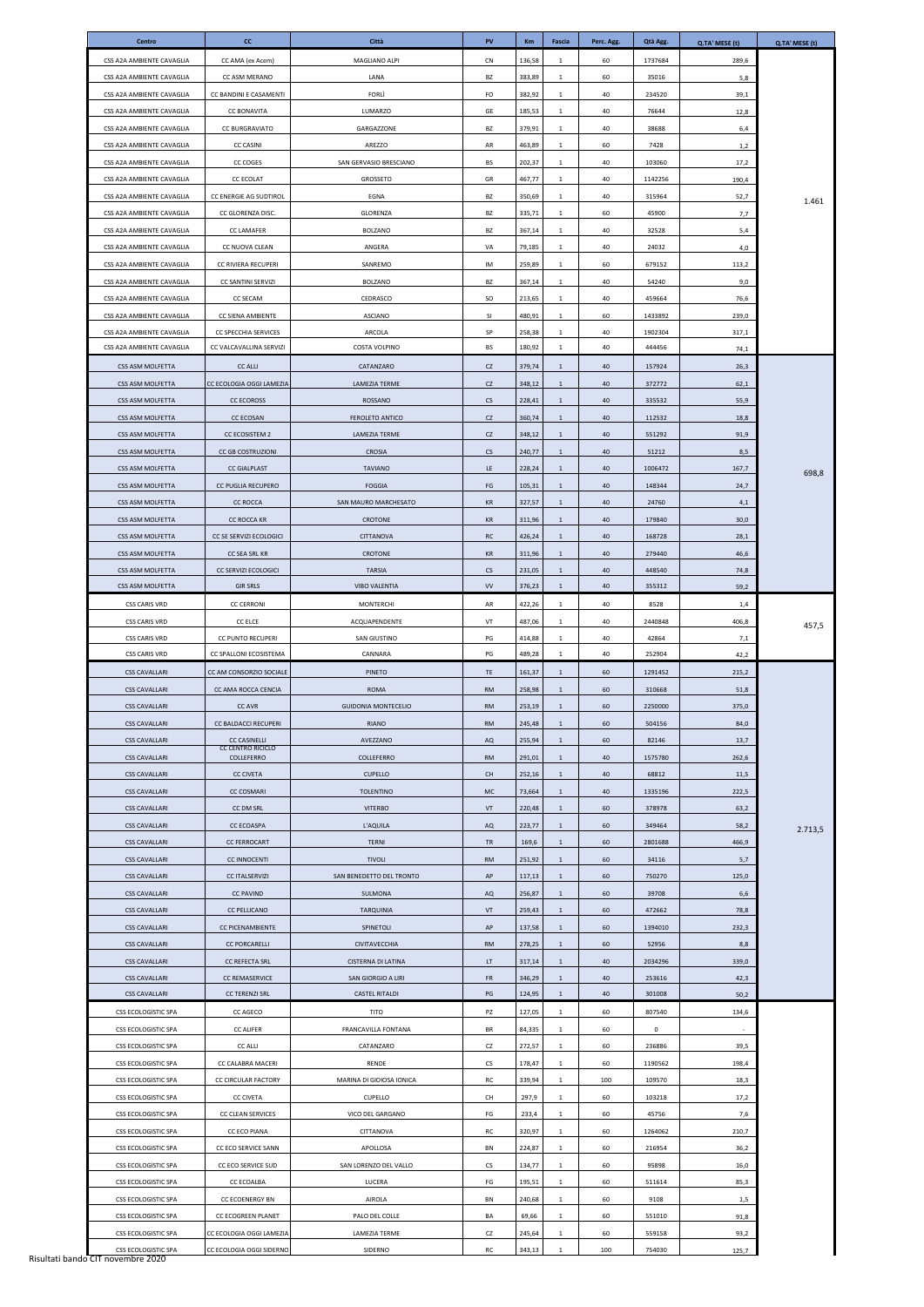| Centro | CC | Città | PV | Km | Fascia | Perc. Agg. | Qtà Agg. | Q.TA' MESE (t) | Q.TA' MESE (t) |
|---|---|---|---|---|---|---|---|---|---|
| CSS A2A AMBIENTE CAVAGLIA | CC AMA (ex Acem) | MAGLIANO ALPI | CN | 136,58 | 1 | 60 | 1737684 | 289,6 | 1.461 |
| CSS A2A AMBIENTE CAVAGLIA | CC ASM MERANO | LANA | BZ | 383,89 | 1 | 60 | 35016 | 5,8 | |
| CSS A2A AMBIENTE CAVAGLIA | CC BANDINI E CASAMENTI | FORLÌ | FO | 382,92 | 1 | 40 | 234520 | 39,1 | |
| CSS A2A AMBIENTE CAVAGLIA | CC BONAVITA | LUMARZO | GE | 185,53 | 1 | 40 | 76644 | 12,8 | |
| CSS A2A AMBIENTE CAVAGLIA | CC BURGRAVIATO | GARGAZZONE | BZ | 379,91 | 1 | 40 | 38688 | 6,4 | |
| CSS A2A AMBIENTE CAVAGLIA | CC CASINI | AREZZO | AR | 463,89 | 1 | 60 | 7428 | 1,2 | |
| CSS A2A AMBIENTE CAVAGLIA | CC COGES | SAN GERVASIO BRESCIANO | BS | 202,37 | 1 | 40 | 103060 | 17,2 | |
| CSS A2A AMBIENTE CAVAGLIA | CC ECOLAT | GROSSETO | GR | 467,77 | 1 | 40 | 1142256 | 190,4 | |
| CSS A2A AMBIENTE CAVAGLIA | CC ENERGIE AG SUDTIROL | EGNA | BZ | 350,69 | 1 | 40 | 315964 | 52,7 | |
| CSS A2A AMBIENTE CAVAGLIA | CC GLORENZA DISC. | GLORENZA | BZ | 335,71 | 1 | 60 | 45900 | 7,7 | |
| CSS A2A AMBIENTE CAVAGLIA | CC LAMAFER | BOLZANO | BZ | 367,14 | 1 | 40 | 32528 | 5,4 | |
| CSS A2A AMBIENTE CAVAGLIA | CC NUOVA CLEAN | ANGERA | VA | 79,185 | 1 | 40 | 24032 | 4,0 | |
| CSS A2A AMBIENTE CAVAGLIA | CC RIVIERA RECUPERI | SANREMO | IM | 259,89 | 1 | 60 | 679152 | 113,2 | |
| CSS A2A AMBIENTE CAVAGLIA | CC SANTINI SERVIZI | BOLZANO | BZ | 367,14 | 1 | 40 | 54240 | 9,0 | |
| CSS A2A AMBIENTE CAVAGLIA | CC SECAM | CEDRASCO | SO | 213,65 | 1 | 40 | 459664 | 76,6 | |
| CSS A2A AMBIENTE CAVAGLIA | CC SIENA AMBIENTE | ASCIANO | SI | 480,91 | 1 | 60 | 1433892 | 239,0 | |
| CSS A2A AMBIENTE CAVAGLIA | CC SPECCHIA SERVICES | ARCOLA | SP | 258,38 | 1 | 40 | 1902304 | 317,1 | |
| CSS A2A AMBIENTE CAVAGLIA | CC VALCAVALLINA SERVIZI | COSTA VOLPINO | BS | 180,92 | 1 | 40 | 444456 | 74,1 | |
| CSS ASM MOLFETTA | CC ALLI | CATANZARO | CZ | 379,74 | 1 | 40 | 157924 | 26,3 | 698,8 |
| CSS ASM MOLFETTA | CC ECOLOGIA OGGI LAMEZIA | LAMEZIA TERME | CZ | 348,12 | 1 | 40 | 372772 | 62,1 | |
| CSS ASM MOLFETTA | CC ECOROSS | ROSSANO | CS | 228,41 | 1 | 40 | 335532 | 55,9 | |
| CSS ASM MOLFETTA | CC ECOSAN | FEROLETO ANTICO | CZ | 360,74 | 1 | 40 | 112532 | 18,8 | |
| CSS ASM MOLFETTA | CC ECOSISTEM 2 | LAMEZIA TERME | CZ | 348,12 | 1 | 40 | 551292 | 91,9 | |
| CSS ASM MOLFETTA | CC GB COSTRUZIONI | CROSIA | CS | 240,77 | 1 | 40 | 51212 | 8,5 | |
| CSS ASM MOLFETTA | CC GIALPLAST | TAVIANO | LE | 228,24 | 1 | 40 | 1006472 | 167,7 | |
| CSS ASM MOLFETTA | CC PUGLIA RECUPERO | FOGGIA | FG | 105,31 | 1 | 40 | 148344 | 24,7 | |
| CSS ASM MOLFETTA | CC ROCCA | SAN MAURO MARCHESATO | KR | 327,57 | 1 | 40 | 24760 | 4,1 | |
| CSS ASM MOLFETTA | CC ROCCA KR | CROTONE | KR | 311,96 | 1 | 40 | 179840 | 30,0 | |
| CSS ASM MOLFETTA | CC SE SERVIZI ECOLOGICI | CITTANOVA | RC | 426,24 | 1 | 40 | 168728 | 28,1 | |
| CSS ASM MOLFETTA | CC SEA SRL KR | CROTONE | KR | 311,96 | 1 | 40 | 279440 | 46,6 | |
| CSS ASM MOLFETTA | CC SERVIZI ECOLOGICI | TARSIA | CS | 231,05 | 1 | 40 | 448540 | 74,8 | |
| CSS ASM MOLFETTA | GIR SRLS | VIBO VALENTIA | VV | 376,23 | 1 | 40 | 355312 | 59,2 | |
| CSS CARIS VRD | CC CERRONI | MONTERCHI | AR | 422,26 | 1 | 40 | 8528 | 1,4 | 457,5 |
| CSS CARIS VRD | CC ELCE | ACQUAPENDENTE | VT | 487,06 | 1 | 40 | 2440848 | 406,8 | |
| CSS CARIS VRD | CC PUNTO RECUPERI | SAN GIUSTINO | PG | 414,88 | 1 | 40 | 42864 | 7,1 | |
| CSS CARIS VRD | CC SPALLONI ECOSISTEMA | CANNARA | PG | 489,28 | 1 | 40 | 252904 | 42,2 | |
| CSS CAVALLARI | CC AM CONSORZIO SOCIALE | PINETO | TE | 161,37 | 1 | 60 | 1291452 | 215,2 | 2.713,5 |
| CSS CAVALLARI | CC AMA ROCCA CENCIA | ROMA | RM | 258,98 | 1 | 60 | 310668 | 51,8 | |
| CSS CAVALLARI | CC AVR | GUIDONIA MONTECELIO | RM | 253,19 | 1 | 60 | 2250000 | 375,0 | |
| CSS CAVALLARI | CC BALDACCI RECUPERI | RIANO | RM | 245,48 | 1 | 60 | 504156 | 84,0 | |
| CSS CAVALLARI | CC CASINELLI | AVEZZANO | AQ | 255,94 | 1 | 60 | 82146 | 13,7 | |
| CSS CAVALLARI | CC CENTRO RICICLO COLLEFERRO | COLLEFERRO | RM | 291,01 | 1 | 40 | 1575780 | 262,6 | |
| CSS CAVALLARI | CC CIVETA | CUPELLO | CH | 252,16 | 1 | 40 | 68812 | 11,5 | |
| CSS CAVALLARI | CC COSMARI | TOLENTINO | MC | 73,664 | 1 | 40 | 1335196 | 222,5 | |
| CSS CAVALLARI | CC DM SRL | VITERBO | VT | 220,48 | 1 | 60 | 378978 | 63,2 | |
| CSS CAVALLARI | CC ECOASPA | L'AQUILA | AQ | 223,77 | 1 | 60 | 349464 | 58,2 | |
| CSS CAVALLARI | CC FERROCART | TERNI | TR | 169,6 | 1 | 60 | 2801688 | 466,9 | |
| CSS CAVALLARI | CC INNOCENTI | TIVOLI | RM | 251,92 | 1 | 60 | 34116 | 5,7 | |
| CSS CAVALLARI | CC ITALSERVIZI | SAN BENEDETTO DEL TRONTO | AP | 117,13 | 1 | 60 | 750270 | 125,0 | |
| CSS CAVALLARI | CC PAVIND | SULMONA | AQ | 256,87 | 1 | 60 | 39708 | 6,6 | |
| CSS CAVALLARI | CC PELLICANO | TARQUINIA | VT | 259,43 | 1 | 60 | 472662 | 78,8 | |
| CSS CAVALLARI | CC PICENAMBIENTE | SPINETOLI | AP | 137,58 | 1 | 60 | 1394010 | 232,3 | |
| CSS CAVALLARI | CC PORCARELLI | CIVITAVECCHIA | RM | 278,25 | 1 | 60 | 52956 | 8,8 | |
| CSS CAVALLARI | CC REFECTA SRL | CISTERNA DI LATINA | LT | 317,14 | 1 | 40 | 2034296 | 339,0 | |
| CSS CAVALLARI | CC REMASERVICE | SAN GIORGIO A LIRI | FR | 346,29 | 1 | 40 | 253616 | 42,3 | |
| CSS CAVALLARI | CC TERENZI SRL | CASTEL RITALDI | PG | 124,95 | 1 | 40 | 301008 | 50,2 | |
| CSS ECOLOGISTIC SPA | CC AGECO | TITO | PZ | 127,05 | 1 | 60 | 807540 | 134,6 | |
| CSS ECOLOGISTIC SPA | CC ALIFER | FRANCAVILLA FONTANA | BR | 84,335 | 1 | 60 | 0 | - | |
| CSS ECOLOGISTIC SPA | CC ALLI | CATANZARO | CZ | 272,57 | 1 | 60 | 236886 | 39,5 | |
| CSS ECOLOGISTIC SPA | CC CALABRA MACERI | RENDE | CS | 178,47 | 1 | 60 | 1190562 | 198,4 | |
| CSS ECOLOGISTIC SPA | CC CIRCULAR FACTORY | MARINA DI GIOIOSA IONICA | RC | 339,94 | 1 | 100 | 109570 | 18,3 | |
| CSS ECOLOGISTIC SPA | CC CIVETA | CUPELLO | CH | 297,9 | 1 | 60 | 103218 | 17,2 | |
| CSS ECOLOGISTIC SPA | CC CLEAN SERVICES | VICO DEL GARGANO | FG | 233,4 | 1 | 60 | 45756 | 7,6 | |
| CSS ECOLOGISTIC SPA | CC ECO PIANA | CITTANOVA | RC | 320,97 | 1 | 60 | 1264062 | 210,7 | |
| CSS ECOLOGISTIC SPA | CC ECO SERVICE SANN | APOLLOSA | BN | 224,87 | 1 | 60 | 216954 | 36,2 | |
| CSS ECOLOGISTIC SPA | CC ECO SERVICE SUD | SAN LORENZO DEL VALLO | CS | 134,77 | 1 | 60 | 95898 | 16,0 | |
| CSS ECOLOGISTIC SPA | CC ECOALBA | LUCERA | FG | 195,51 | 1 | 60 | 511614 | 85,3 | |
| CSS ECOLOGISTIC SPA | CC ECOENERGY BN | AIROLA | BN | 240,68 | 1 | 60 | 9108 | 1,5 | |
| CSS ECOLOGISTIC SPA | CC ECOGREEN PLANET | PALO DEL COLLE | BA | 69,66 | 1 | 60 | 551010 | 91,8 | |
| CSS ECOLOGISTIC SPA | CC ECOLOGIA OGGI LAMEZIA | LAMEZIA TERME | CZ | 245,64 | 1 | 60 | 559158 | 93,2 | |
| CSS ECOLOGISTIC SPA | CC ECOLOGIA OGGI SIDERNO | SIDERNO | RC | 343,13 | 1 | 100 | 754030 | 125,7 | |

Risultati bando CIT novembre 2020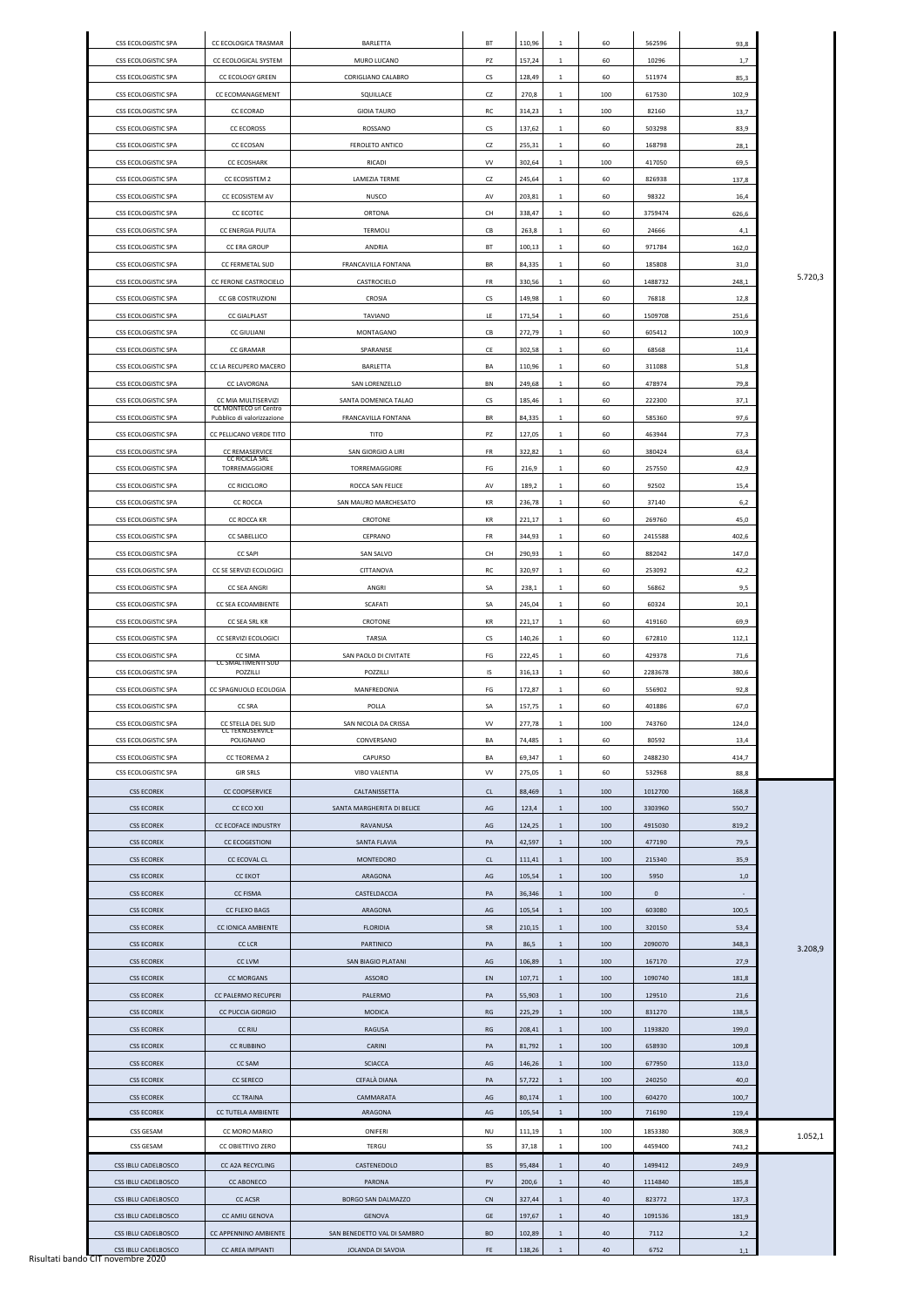| | | | | | | | | | |
|---|---|---|---|---|---|---|---|---|---|
| CSS ECOLOGISTIC SPA | CC ECOLOGICA TRASMAR | BARLETTA | BT | 110,96 | 1 | 60 | 562596 | 93,8 | 5.720,3 |
| CSS ECOLOGISTIC SPA | CC ECOLOGICAL SYSTEM | MURO LUCANO | PZ | 157,24 | 1 | 60 | 10296 | 1,7 | |
| CSS ECOLOGISTIC SPA | CC ECOLOGY GREEN | CORIGLIANO CALABRO | CS | 128,49 | 1 | 60 | 511974 | 85,3 | |
| CSS ECOLOGISTIC SPA | CC ECOMANAGEMENT | SQUILLACE | CZ | 270,8 | 1 | 100 | 617530 | 102,9 | |
| CSS ECOLOGISTIC SPA | CC ECORAD | GIOIA TAURO | RC | 314,23 | 1 | 100 | 82160 | 13,7 | |
| CSS ECOLOGISTIC SPA | CC ECOROSS | ROSSANO | CS | 137,62 | 1 | 60 | 503298 | 83,9 | |
| CSS ECOLOGISTIC SPA | CC ECOSAN | FEROLETO ANTICO | CZ | 255,31 | 1 | 60 | 168798 | 28,1 | |
| CSS ECOLOGISTIC SPA | CC ECOSHARK | RICADI | VV | 302,64 | 1 | 100 | 417050 | 69,5 | |
| CSS ECOLOGISTIC SPA | CC ECOSISTEM 2 | LAMEZIA TERME | CZ | 245,64 | 1 | 60 | 826938 | 137,8 | |
| CSS ECOLOGISTIC SPA | CC ECOSISTEM AV | NUSCO | AV | 203,81 | 1 | 60 | 98322 | 16,4 | |
| CSS ECOLOGISTIC SPA | CC ECOTEC | ORTONA | CH | 338,47 | 1 | 60 | 3759474 | 626,6 | |
| CSS ECOLOGISTIC SPA | CC ENERGIA PULITA | TERMOLI | CB | 263,8 | 1 | 60 | 24666 | 4,1 | |
| CSS ECOLOGISTIC SPA | CC ERA GROUP | ANDRIA | BT | 100,13 | 1 | 60 | 971784 | 162,0 | |
| CSS ECOLOGISTIC SPA | CC FERMETAL SUD | FRANCAVILLA FONTANA | BR | 84,335 | 1 | 60 | 185808 | 31,0 | |
| CSS ECOLOGISTIC SPA | CC FERONE CASTROCIELO | CASTROCIELO | FR | 330,56 | 1 | 60 | 1488732 | 248,1 | |
| CSS ECOLOGISTIC SPA | CC GB COSTRUZIONI | CROSIA | CS | 149,98 | 1 | 60 | 76818 | 12,8 | |
| CSS ECOLOGISTIC SPA | CC GIALPLAST | TAVIANO | LE | 171,54 | 1 | 60 | 1509708 | 251,6 | |
| CSS ECOLOGISTIC SPA | CC GIULIANI | MONTAGANO | CB | 272,79 | 1 | 60 | 605412 | 100,9 | |
| CSS ECOLOGISTIC SPA | CC GRAMAR | SPARANISE | CE | 302,58 | 1 | 60 | 68568 | 11,4 | |
| CSS ECOLOGISTIC SPA | CC LA RECUPERO MACERO | BARLETTA | BA | 110,96 | 1 | 60 | 311088 | 51,8 | |
| CSS ECOLOGISTIC SPA | CC LAVORGNA | SAN LORENZELLO | BN | 249,68 | 1 | 60 | 478974 | 79,8 | |
| CSS ECOLOGISTIC SPA | CC MIA MULTISERVIZI | SANTA DOMENICA TALAO | CS | 185,46 | 1 | 60 | 222300 | 37,1 | |
| CSS ECOLOGISTIC SPA | CC MONTECO srl Centro Pubblico di valorizzazione | FRANCAVILLA FONTANA | BR | 84,335 | 1 | 60 | 585360 | 97,6 | |
| CSS ECOLOGISTIC SPA | CC PELLICANO VERDE TITO | TITO | PZ | 127,05 | 1 | 60 | 463944 | 77,3 | |
| CSS ECOLOGISTIC SPA | CC REMASERVICE | SAN GIORGIO A LIRI | FR | 322,82 | 1 | 60 | 380424 | 63,4 | |
| CSS ECOLOGISTIC SPA | CC RICICLA SRL TORREMAGGIORE | TORREMAGGIORE | FG | 216,9 | 1 | 60 | 257550 | 42,9 | |
| CSS ECOLOGISTIC SPA | CC RICICLORO | ROCCA SAN FELICE | AV | 189,2 | 1 | 60 | 92502 | 15,4 | |
| CSS ECOLOGISTIC SPA | CC ROCCA | SAN MAURO MARCHESATO | KR | 236,78 | 1 | 60 | 37140 | 6,2 | |
| CSS ECOLOGISTIC SPA | CC ROCCA KR | CROTONE | KR | 221,17 | 1 | 60 | 269760 | 45,0 | |
| CSS ECOLOGISTIC SPA | CC SABELLICO | CEPRANO | FR | 344,93 | 1 | 60 | 2415588 | 402,6 | |
| CSS ECOLOGISTIC SPA | CC SAPI | SAN SALVO | CH | 290,93 | 1 | 60 | 882042 | 147,0 | |
| CSS ECOLOGISTIC SPA | CC SE SERVIZI ECOLOGICI | CITTANOVA | RC | 320,97 | 1 | 60 | 253092 | 42,2 | |
| CSS ECOLOGISTIC SPA | CC SEA ANGRI | ANGRI | SA | 238,1 | 1 | 60 | 56862 | 9,5 | |
| CSS ECOLOGISTIC SPA | CC SEA ECOAMBIENTE | SCAFATI | SA | 245,04 | 1 | 60 | 60324 | 10,1 | |
| CSS ECOLOGISTIC SPA | CC SEA SRL KR | CROTONE | KR | 221,17 | 1 | 60 | 419160 | 69,9 | |
| CSS ECOLOGISTIC SPA | CC SERVIZI ECOLOGICI | TARSIA | CS | 140,26 | 1 | 60 | 672810 | 112,1 | |
| CSS ECOLOGISTIC SPA | CC SIMA | SAN PAOLO DI CIVITATE | FG | 222,45 | 1 | 60 | 429378 | 71,6 | |
| CSS ECOLOGISTIC SPA | CC SMALTIMENTI SUD POZZILLI | POZZILLI | IS | 316,13 | 1 | 60 | 2283678 | 380,6 | |
| CSS ECOLOGISTIC SPA | CC SPAGNUOLO ECOLOGIA | MANFREDONIA | FG | 172,87 | 1 | 60 | 556902 | 92,8 | |
| CSS ECOLOGISTIC SPA | CC SRA | POLLA | SA | 157,75 | 1 | 60 | 401886 | 67,0 | |
| CSS ECOLOGISTIC SPA | CC STELLA DEL SUD | SAN NICOLA DA CRISSA | VV | 277,78 | 1 | 100 | 743760 | 124,0 | |
| CSS ECOLOGISTIC SPA | CC TEKNOSERVICE POLIGNANO | CONVERSANO | BA | 74,485 | 1 | 60 | 80592 | 13,4 | |
| CSS ECOLOGISTIC SPA | CC TEOREMA 2 | CAPURSO | BA | 69,347 | 1 | 60 | 2488230 | 414,7 | |
| CSS ECOLOGISTIC SPA | GIR SRLS | VIBO VALENTIA | VV | 275,05 | 1 | 60 | 532968 | 88,8 | |
| CSS ECOREK | CC COOPSERVICE | CALTANISSETTA | CL | 88,469 | 1 | 100 | 1012700 | 168,8 | 3.208,9 |
| CSS ECOREK | CC ECO XXI | SANTA MARGHERITA DI BELICE | AG | 123,4 | 1 | 100 | 3303960 | 550,7 | |
| CSS ECOREK | CC ECOFACE INDUSTRY | RAVANUSA | AG | 124,25 | 1 | 100 | 4915030 | 819,2 | |
| CSS ECOREK | CC ECOGESTIONI | SANTA FLAVIA | PA | 42,597 | 1 | 100 | 477190 | 79,5 | |
| CSS ECOREK | CC ECOVAL CL | MONTEDORO | CL | 111,41 | 1 | 100 | 215340 | 35,9 | |
| CSS ECOREK | CC EKOT | ARAGONA | AG | 105,54 | 1 | 100 | 5950 | 1,0 | |
| CSS ECOREK | CC FISMA | CASTELDACCIA | PA | 36,346 | 1 | 100 | 0 | - | |
| CSS ECOREK | CC FLEXO BAGS | ARAGONA | AG | 105,54 | 1 | 100 | 603080 | 100,5 | |
| CSS ECOREK | CC IONICA AMBIENTE | FLORIDIA | SR | 210,15 | 1 | 100 | 320150 | 53,4 | |
| CSS ECOREK | CC LCR | PARTINICO | PA | 86,5 | 1 | 100 | 2090070 | 348,3 | |
| CSS ECOREK | CC LVM | SAN BIAGIO PLATANI | AG | 106,89 | 1 | 100 | 167170 | 27,9 | |
| CSS ECOREK | CC MORGANS | ASSORO | EN | 107,71 | 1 | 100 | 1090740 | 181,8 | |
| CSS ECOREK | CC PALERMO RECUPERI | PALERMO | PA | 55,903 | 1 | 100 | 129510 | 21,6 | |
| CSS ECOREK | CC PUCCIA GIORGIO | MODICA | RG | 225,29 | 1 | 100 | 831270 | 138,5 | |
| CSS ECOREK | CC RIU | RAGUSA | RG | 208,41 | 1 | 100 | 1193820 | 199,0 | |
| CSS ECOREK | CC RUBBINO | CARINI | PA | 81,792 | 1 | 100 | 658930 | 109,8 | |
| CSS ECOREK | CC SAM | SCIACCA | AG | 146,26 | 1 | 100 | 677950 | 113,0 | |
| CSS ECOREK | CC SERECO | CEFALÀ DIANA | PA | 57,722 | 1 | 100 | 240250 | 40,0 | |
| CSS ECOREK | CC TRAINA | CAMMARATA | AG | 80,174 | 1 | 100 | 604270 | 100,7 | |
| CSS ECOREK | CC TUTELA AMBIENTE | ARAGONA | AG | 105,54 | 1 | 100 | 716190 | 119,4 | |
| CSS GESAM | CC MORO MARIO | ONIFERI | NU | 111,19 | 1 | 100 | 1853380 | 308,9 | 1.052,1 |
| CSS GESAM | CC OBIETTIVO ZERO | TERGU | SS | 37,18 | 1 | 100 | 4459400 | 743,2 | |
| CSS IBLU CADELBOSCO | CC A2A RECYCLING | CASTENEDOLO | BS | 95,484 | 1 | 40 | 1499412 | 249,9 | |
| CSS IBLU CADELBOSCO | CC ABONECO | PARONA | PV | 200,6 | 1 | 40 | 1114840 | 185,8 | |
| CSS IBLU CADELBOSCO | CC ACSR | BORGO SAN DALMAZZO | CN | 327,44 | 1 | 40 | 823772 | 137,3 | |
| CSS IBLU CADELBOSCO | CC AMIU GENOVA | GENOVA | GE | 197,67 | 1 | 40 | 1091536 | 181,9 | |
| CSS IBLU CADELBOSCO | CC APPENNINO AMBIENTE | SAN BENEDETTO VAL DI SAMBRO | BO | 102,89 | 1 | 40 | 7112 | 1,2 | |
| CSS IBLU CADELBOSCO | CC AREA IMPIANTI | JOLANDA DI SAVOIA | FE | 138,26 | 1 | 40 | 6752 | 1,1 | |

Risultati bando CIT novembre 2020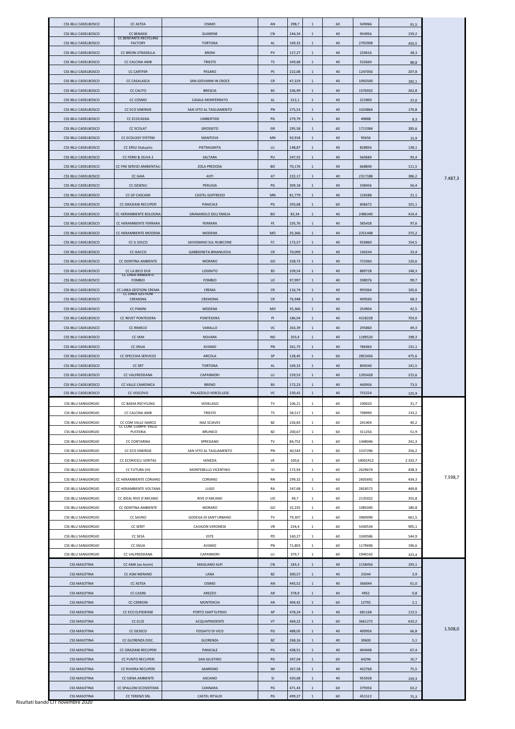| | | | | | | | | | |
|---|---|---|---|---|---|---|---|---|---|
| CSS IBLU CADELBOSCO | CC ASTEA | OSIMO | AN | 298,7 | 1 | 60 | 549066 | 91,5 | 7.487,3 |
| CSS IBLU CADELBOSCO | CC BENASSI | GUARENE | CN | 244,34 | 1 | 40 | 954956 | 159,2 | |
| CSS IBLU CADELBOSCO | CC BENFANTE RECYCLING FACTORY | TORTONA | AL | 169,32 | 1 | 40 | 2702908 | 450,5 | |
| CSS IBLU CADELBOSCO | CC BRONI-STRADELLA | BRONI | PV | 127,27 | 1 | 40 | 229616 | 38,3 | |
| CSS IBLU CADELBOSCO | CC CALCINA AMB | TRIESTE | TS | 349,68 | 1 | 40 | 532660 | 88,8 | |
| CSS IBLU CADELBOSCO | CC CARTFER | PESARO | PS | 222,08 | 1 | 40 | 1247056 | 207,8 | |
| CSS IBLU CADELBOSCO | CC CASALASCA | SAN GIOVANNI IN CROCE | CR | 47,319 | 1 | 40 | 1092500 | 182,1 | |
| CSS IBLU CADELBOSCO | CC CAUTO | BRESCIA | BS | 106,99 | 1 | 40 | 1576932 | 262,8 | |
| CSS IBLU CADELBOSCO | CC COSMO | CASALE MONFERRATO | AL | 212,1 | 1 | 40 | 221800 | 37,0 | |
| CSS IBLU CADELBOSCO | CC ECO SINERGIE | SAN VITO AL TAGLIAMENTO | PN | 275,53 | 1 | 40 | 1024864 | 170,8 | |
| CSS IBLU CADELBOSCO | CC ECOCASSIA | UMBERTIDE | PG | 279,79 | 1 | 40 | 49888 | 8,3 | |
| CSS IBLU CADELBOSCO | CC ECOLAT | GROSSETO | GR | 295,58 | 1 | 60 | 1713384 | 285,6 | |
| CSS IBLU CADELBOSCO | CC ECOLOGY SYSTEM | MANTOVA | MN | 50,918 | 1 | 40 | 95656 | 15,9 | |
| CSS IBLU CADELBOSCO | CC ERSU Statuario | PIETRASANTA | LU | 148,87 | 1 | 40 | 828856 | 138,1 | |
| CSS IBLU CADELBOSCO | CC FERRI & OLIVA 2 | SALTARA | PU | 247,55 | 1 | 40 | 560684 | 93,4 | |
| CSS IBLU CADELBOSCO | CC FINI SERVIZI AMBIENTALI | ZOLA PREDOSA | BO | 70,176 | 1 | 40 | 668840 | 111,5 | |
| CSS IBLU CADELBOSCO | CC GAIA | ASTI | AT | 222,17 | 1 | 40 | 2317188 | 386,2 | |
| CSS IBLU CADELBOSCO | CC GESENU | PERUGIA | PG | 309,18 | 1 | 40 | 338456 | 56,4 | |
| CSS IBLU CADELBOSCO | CC GF CASCAMI | CASTEL GOFFREDO | MN | 81,779 | 1 | 40 | 126588 | 21,1 | |
| CSS IBLU CADELBOSCO | CC GRAZIANI RECUPERI | PANICALE | PG | 293,68 | 1 | 60 | 606672 | 101,1 | |
| CSS IBLU CADELBOSCO | CC HERAMBIENTE BOLOGNA | GRANAROLO DELL'EMILIA | BO | 83,34 | 1 | 40 | 2486340 | 414,4 | |
| CSS IBLU CADELBOSCO | CC HERAMBIENTE FERRARA | FERRARA | FE | 105,76 | 1 | 40 | 585428 | 97,6 | |
| CSS IBLU CADELBOSCO | CC HERAMBIENTE MODENA | MODENA | MO | 35,366 | 1 | 40 | 2251448 | 375,2 | |
| CSS IBLU CADELBOSCO | CC IL SOLCO | SAVIGNANO SUL RUBICONE | FC | 172,57 | 1 | 40 | 926860 | 154,5 | |
| CSS IBLU CADELBOSCO | CC ISACCO | GABBIONETA-BINANUOVA | CR | 70,099 | 1 | 40 | 140244 | 23,4 | |
| CSS IBLU CADELBOSCO | CC ISONTINA AMBIENTE | MORARO | GO | 328,73 | 1 | 40 | 723360 | 120,6 | |
| CSS IBLU CADELBOSCO | CC LA BICO DUE | LOGRATO | BS | 109,54 | 1 | 40 | 889728 | 148,3 | |
| CSS IBLU CADELBOSCO | CC LINEA AMBIENTE FOMBIO | FOMBIO | LO | 97,997 | 1 | 40 | 598076 | 99,7 | |
| CSS IBLU CADELBOSCO | CC LINEA GESTIONI CREMA | CREMA | CR | 116,74 | 1 | 40 | 993364 | 165,6 | |
| CSS IBLU CADELBOSCO | CC LINEA GESTIONI CREMONA | CREMONA | CR | 76,948 | 1 | 40 | 409560 | 68,3 | |
| CSS IBLU CADELBOSCO | CC PANINI | MODENA | MO | 35,366 | 1 | 40 | 254904 | 42,5 | |
| CSS IBLU CADELBOSCO | CC REVET PONTEDERA | PONTEDERA | PI | 186,04 | 1 | 40 | 4218228 | 703,0 | |
| CSS IBLU CADELBOSCO | CC RIMECO | VARALLO | VC | 263,39 | 1 | 40 | 295860 | 49,3 | |
| CSS IBLU CADELBOSCO | CC SKM | NOVARA | NO | 203,4 | 1 | 40 | 1189520 | 198,3 | |
| CSS IBLU CADELBOSCO | CC SNUA | AVIANO | PN | 261,75 | 1 | 40 | 786464 | 131,1 | |
| CSS IBLU CADELBOSCO | CC SPECCHIA SERVICES | ARCOLA | SP | 128,45 | 1 | 60 | 2853456 | 475,6 | |
| CSS IBLU CADELBOSCO | CC SRT | TORTONA | AL | 169,32 | 1 | 40 | 849240 | 141,5 | |
| CSS IBLU CADELBOSCO | CC VALFREDDANA | CAPANNORI | LU | 159,53 | 1 | 40 | 1293428 | 215,6 | |
| CSS IBLU CADELBOSCO | CC VALLE CAMONICA | BRENO | BS | 172,23 | 1 | 40 | 440956 | 73,5 | |
| CSS IBLU CADELBOSCO | CC VESCOVO | PALAZZOLO VERCELLESE | VC | 230,42 | 1 | 40 | 755224 | 125,9 | |
| CSS IBLU SANGIORGIO | CC BADIA RECYCLING | VEDELAGO | TV | 106,21 | 1 | 60 | 190020 | 31,7 | 7.598,7 |
| CSS IBLU SANGIORGIO | CC CALCINA AMB | TRIESTE | TS | 58,517 | 1 | 60 | 798990 | 133,2 | |
| CSS IBLU SANGIORGIO | CC COM VALLE ISARCO | NAZ-SCIAVES | BZ | 226,83 | 1 | 60 | 241404 | 40,2 | |
| CSS IBLU SANGIORGIO | CC COM. COMPR. VALLE PUSTERIA | BRUNICO | BZ | 200,67 | 1 | 60 | 311256 | 51,9 | |
| CSS IBLU SANGIORGIO | CC CONTARINA | SPRESIANO | TV | 84,752 | 1 | 60 | 1448046 | 241,3 | |
| CSS IBLU SANGIORGIO | CC ECO SINERGIE | SAN VITO AL TAGLIAMENTO | PN | 40,543 | 1 | 60 | 1537296 | 256,2 | |
| CSS IBLU SANGIORGIO | CC ECORICICLI VERITAS | VENEZIA | VE | 100,6 | 1 | 60 | 14001912 | 2.333,7 | |
| CSS IBLU SANGIORGIO | CC FUTURA (VI) | MONTEBELLO VICENTINO | VI | 172,93 | 1 | 60 | 2629674 | 438,3 | |
| CSS IBLU SANGIORGIO | CC HERAMBIENTE CORIANO | CORIANO | RN | 299,32 | 1 | 60 | 2605692 | 434,3 | |
| CSS IBLU SANGIORGIO | CC HERAMBIENTE VOLTANA | LUGO | RA | 247,68 | 1 | 60 | 2818572 | 469,8 | |
| CSS IBLU SANGIORGIO | CC IDEAL RIVE D'ARCANO | RIVE D'ARCANO | UD | 49,7 | 1 | 60 | 2135022 | 355,8 | |
| CSS IBLU SANGIORGIO | CC ISONTINA AMBIENTE | MORARO | GO | 32,235 | 1 | 60 | 1085040 | 180,8 | |
| CSS IBLU SANGIORGIO | CC SAVNO | GODEGA DI SANT'URBANO | TV | 79,307 | 1 | 60 | 3969090 | 661,5 | |
| CSS IBLU SANGIORGIO | CC SERIT | CAVAION VERONESE | VR | 234,4 | 1 | 60 | 5430534 | 905,1 | |
| CSS IBLU SANGIORGIO | CC SESA | ESTE | PD | 160,27 | 1 | 60 | 3269586 | 544,9 | |
| CSS IBLU SANGIORGIO | CC SNUA | AVIANO | PN | 71,803 | 1 | 60 | 1179696 | 196,6 | |
| CSS IBLU SANGIORGIO | CC VALFREDDANA | CAPANNORI | LU | 379,7 | 1 | 60 | 1940142 | 323,4 | |
| CSS MASOTINA | CC AMA (ex Acem) | MAGLIANO ALPI | CN | 183,3 | 1 | 40 | 1158456 | 193,1 | 1.508,0 |
| CSS MASOTINA | CC ASM MERANO | LANA | BZ | 300,57 | 1 | 40 | 23344 | 3,9 | |
| CSS MASOTINA | CC ASTEA | OSIMO | AN | 443,52 | 1 | 40 | 366044 | 61,0 | |
| CSS MASOTINA | CC CASINI | AREZZO | AR | 378,9 | 1 | 40 | 4952 | 0,8 | |
| CSS MASOTINA | CC CERRONI | MONTERCHI | AR | 404,42 | 1 | 60 | 12792 | 2,1 | |
| CSS MASOTINA | CC ECO ELPIDIENSE | PORTO SANT'ELPIDIO | AP | 478,24 | 1 | 40 | 681168 | 113,5 | |
| CSS MASOTINA | CC ELCE | ACQUAPENDENTE | VT | 469,22 | 1 | 60 | 3661272 | 610,2 | |
| CSS MASOTINA | CC GESECO | FOSSATO DI VICO | PG | 488,05 | 1 | 40 | 400956 | 66,8 | |
| CSS MASOTINA | CC GLORENZA DISC. | GLORENZA | BZ | 268,16 | 1 | 40 | 30600 | 5,1 | |
| CSS MASOTINA | CC GRAZIANI RECUPERI | PANICALE | PG | 438,51 | 1 | 40 | 404448 | 67,4 | |
| CSS MASOTINA | CC PUNTO RECUPERI | SAN GIUSTINO | PG | 397,04 | 1 | 60 | 64296 | 10,7 | |
| CSS MASOTINA | CC RIVIERA RECUPERI | SANREMO | IM | 267,58 | 1 | 40 | 452768 | 75,5 | |
| CSS MASOTINA | CC SIENA AMBIENTE | ASCIANO | SI | 420,68 | 1 | 40 | 955928 | 159,3 | |
| CSS MASOTINA | CC SPALLONI ECOSISTEMA | CANNARA | PG | 471,43 | 1 | 60 | 379356 | 63,2 | |
| CSS MASOTINA | CC TERENZI SRL | CASTEL RITALDI | PG | 499,27 | 1 | 60 | 451512 | 75,3 | |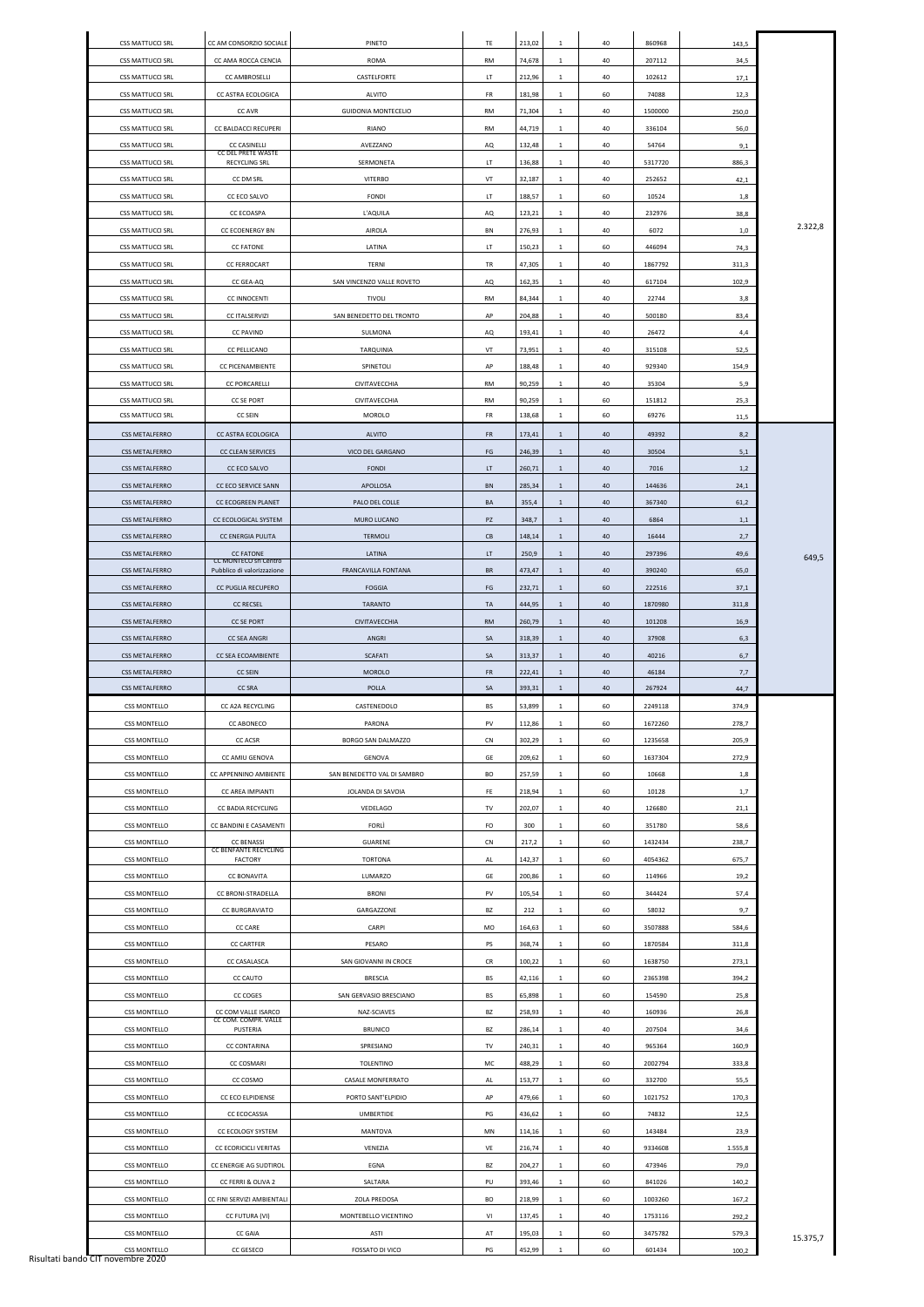| | | | | | | | | | |
|---|---|---|---|---|---|---|---|---|---|
| CSS MATTUCCI SRL | CC AM CONSORZIO SOCIALE | PINETO | TE | 213,02 | 1 | 40 | 860968 | 143,5 | 2.322,8 |
| CSS MATTUCCI SRL | CC AMA ROCCA CENCIA | ROMA | RM | 74,678 | 1 | 40 | 207112 | 34,5 | |
| CSS MATTUCCI SRL | CC AMBROSELLI | CASTELFORTE | LT | 212,96 | 1 | 40 | 102612 | 17,1 | |
| CSS MATTUCCI SRL | CC ASTRA ECOLOGICA | ALVITO | FR | 181,98 | 1 | 60 | 74088 | 12,3 | |
| CSS MATTUCCI SRL | CC AVR | GUIDONIA MONTECELIO | RM | 71,304 | 1 | 40 | 1500000 | 250,0 | |
| CSS MATTUCCI SRL | CC BALDACCI RECUPERI | RIANO | RM | 44,719 | 1 | 40 | 336104 | 56,0 | |
| CSS MATTUCCI SRL | CC CASINELLI | AVEZZANO | AQ | 132,48 | 1 | 40 | 54764 | 9,1 | |
| CSS MATTUCCI SRL | CC DEL PRETE WASTE RECYCLING SRL | SERMONETA | LT | 136,88 | 1 | 40 | 5317720 | 886,3 | |
| CSS MATTUCCI SRL | CC DM SRL | VITERBO | VT | 32,187 | 1 | 40 | 252652 | 42,1 | |
| CSS MATTUCCI SRL | CC ECO SALVO | FONDI | LT | 188,57 | 1 | 60 | 10524 | 1,8 | |
| CSS MATTUCCI SRL | CC ECOASPA | L'AQUILA | AQ | 123,21 | 1 | 40 | 232976 | 38,8 | |
| CSS MATTUCCI SRL | CC ECOENERGY BN | AIROLA | BN | 276,93 | 1 | 40 | 6072 | 1,0 | |
| CSS MATTUCCI SRL | CC FATONE | LATINA | LT | 150,23 | 1 | 60 | 446094 | 74,3 | |
| CSS MATTUCCI SRL | CC FERROCART | TERNI | TR | 47,305 | 1 | 40 | 1867792 | 311,3 | |
| CSS MATTUCCI SRL | CC GEA-AQ | SAN VINCENZO VALLE ROVETO | AQ | 162,35 | 1 | 40 | 617104 | 102,9 | |
| CSS MATTUCCI SRL | CC INNOCENTI | TIVOLI | RM | 84,344 | 1 | 40 | 22744 | 3,8 | |
| CSS MATTUCCI SRL | CC ITALSERVIZI | SAN BENEDETTO DEL TRONTO | AP | 204,88 | 1 | 40 | 500180 | 83,4 | |
| CSS MATTUCCI SRL | CC PAVIND | SULMONA | AQ | 193,41 | 1 | 40 | 26472 | 4,4 | |
| CSS MATTUCCI SRL | CC PELLICANO | TARQUINIA | VT | 73,951 | 1 | 40 | 315108 | 52,5 | |
| CSS MATTUCCI SRL | CC PICENAMBIENTE | SPINETOLI | AP | 188,48 | 1 | 40 | 929340 | 154,9 | |
| CSS MATTUCCI SRL | CC PORCARELLI | CIVITAVECCHIA | RM | 90,259 | 1 | 40 | 35304 | 5,9 | |
| CSS MATTUCCI SRL | CC SE PORT | CIVITAVECCHIA | RM | 90,259 | 1 | 60 | 151812 | 25,3 | |
| CSS MATTUCCI SRL | CC SEIN | MOROLO | FR | 138,68 | 1 | 60 | 69276 | 11,5 | |
| CSS METALFERRO | CC ASTRA ECOLOGICA | ALVITO | FR | 173,41 | 1 | 40 | 49392 | 8,2 | 649,5 |
| CSS METALFERRO | CC CLEAN SERVICES | VICO DEL GARGANO | FG | 246,39 | 1 | 40 | 30504 | 5,1 | |
| CSS METALFERRO | CC ECO SALVO | FONDI | LT | 260,71 | 1 | 40 | 7016 | 1,2 | |
| CSS METALFERRO | CC ECO SERVICE SANN | APOLLOSA | BN | 285,34 | 1 | 40 | 144636 | 24,1 | |
| CSS METALFERRO | CC ECOGREEN PLANET | PALO DEL COLLE | BA | 355,4 | 1 | 40 | 367340 | 61,2 | |
| CSS METALFERRO | CC ECOLOGICAL SYSTEM | MURO LUCANO | PZ | 348,7 | 1 | 40 | 6864 | 1,1 | |
| CSS METALFERRO | CC ENERGIA PULITA | TERMOLI | CB | 148,14 | 1 | 40 | 16444 | 2,7 | |
| CSS METALFERRO | CC FATONE | LATINA | LT | 250,9 | 1 | 40 | 297396 | 49,6 | |
| CSS METALFERRO | CC MONTECO srl Centro Pubblico di valorizzazione | FRANCAVILLA FONTANA | BR | 473,47 | 1 | 40 | 390240 | 65,0 | |
| CSS METALFERRO | CC PUGLIA RECUPERO | FOGGIA | FG | 232,71 | 1 | 60 | 222516 | 37,1 | |
| CSS METALFERRO | CC RECSEL | TARANTO | TA | 444,95 | 1 | 40 | 1870980 | 311,8 | |
| CSS METALFERRO | CC SE PORT | CIVITAVECCHIA | RM | 260,79 | 1 | 40 | 101208 | 16,9 | |
| CSS METALFERRO | CC SEA ANGRI | ANGRI | SA | 318,39 | 1 | 40 | 37908 | 6,3 | |
| CSS METALFERRO | CC SEA ECOAMBIENTE | SCAFATI | SA | 313,37 | 1 | 40 | 40216 | 6,7 | |
| CSS METALFERRO | CC SEIN | MOROLO | FR | 222,41 | 1 | 40 | 46184 | 7,7 | |
| CSS METALFERRO | CC SRA | POLLA | SA | 393,31 | 1 | 40 | 267924 | 44,7 | |
| CSS MONTELLO | CC A2A RECYCLING | CASTENEDOLO | BS | 53,899 | 1 | 60 | 2249118 | 374,9 | 15.375,7 |
| CSS MONTELLO | CC ABONECO | PARONA | PV | 112,86 | 1 | 60 | 1672260 | 278,7 | |
| CSS MONTELLO | CC ACSR | BORGO SAN DALMAZZO | CN | 302,29 | 1 | 60 | 1235658 | 205,9 | |
| CSS MONTELLO | CC AMIU GENOVA | GENOVA | GE | 209,62 | 1 | 60 | 1637304 | 272,9 | |
| CSS MONTELLO | CC APPENNINO AMBIENTE | SAN BENEDETTO VAL DI SAMBRO | BO | 257,59 | 1 | 60 | 10668 | 1,8 | |
| CSS MONTELLO | CC AREA IMPIANTI | JOLANDA DI SAVOIA | FE | 218,94 | 1 | 60 | 10128 | 1,7 | |
| CSS MONTELLO | CC BADIA RECYCLING | VEDELAGO | TV | 202,07 | 1 | 40 | 126680 | 21,1 | |
| CSS MONTELLO | CC BANDINI E CASAMENTI | FORLÌ | FO | 300 | 1 | 60 | 351780 | 58,6 | |
| CSS MONTELLO | CC BENASSI | GUARENE | CN | 217,2 | 1 | 60 | 1432434 | 238,7 | |
| CSS MONTELLO | CC BENFANTE RECYCLING FACTORY | TORTONA | AL | 142,37 | 1 | 60 | 4054362 | 675,7 | |
| CSS MONTELLO | CC BONAVITA | LUMARZO | GE | 200,86 | 1 | 60 | 114966 | 19,2 | |
| CSS MONTELLO | CC BRONI-STRADELLA | BRONI | PV | 105,54 | 1 | 60 | 344424 | 57,4 | |
| CSS MONTELLO | CC BURGRAVIATO | GARGAZZONE | BZ | 212 | 1 | 60 | 58032 | 9,7 | |
| CSS MONTELLO | CC CARE | CARPI | MO | 164,63 | 1 | 60 | 3507888 | 584,6 | |
| CSS MONTELLO | CC CARTFER | PESARO | PS | 368,74 | 1 | 60 | 1870584 | 311,8 | |
| CSS MONTELLO | CC CASALASCA | SAN GIOVANNI IN CROCE | CR | 100,22 | 1 | 60 | 1638750 | 273,1 | |
| CSS MONTELLO | CC CAUTO | BRESCIA | BS | 42,116 | 1 | 60 | 2365398 | 394,2 | |
| CSS MONTELLO | CC COGES | SAN GERVASIO BRESCIANO | BS | 65,898 | 1 | 60 | 154590 | 25,8 | |
| CSS MONTELLO | CC COM VALLE ISARCO | NAZ-SCIAVES | BZ | 258,93 | 1 | 40 | 160936 | 26,8 | |
| CSS MONTELLO | CC COM. COMPR. VALLE PUSTERIA | BRUNICO | BZ | 286,14 | 1 | 40 | 207504 | 34,6 | |
| CSS MONTELLO | CC CONTARINA | SPRESIANO | TV | 240,31 | 1 | 40 | 965364 | 160,9 | |
| CSS MONTELLO | CC COSMARI | TOLENTINO | MC | 488,29 | 1 | 60 | 2002794 | 333,8 | |
| CSS MONTELLO | CC COSMO | CASALE MONFERRATO | AL | 153,77 | 1 | 60 | 332700 | 55,5 | |
| CSS MONTELLO | CC ECO ELPIDIENSE | PORTO SANT'ELPIDIO | AP | 479,66 | 1 | 60 | 1021752 | 170,3 | |
| CSS MONTELLO | CC ECOCASSIA | UMBERTIDE | PG | 436,62 | 1 | 60 | 74832 | 12,5 | |
| CSS MONTELLO | CC ECOLOGY SYSTEM | MANTOVA | MN | 114,16 | 1 | 60 | 143484 | 23,9 | |
| CSS MONTELLO | CC ECORICICLI VERITAS | VENEZIA | VE | 216,74 | 1 | 40 | 9334608 | 1.555,8 | |
| CSS MONTELLO | CC ENERGIE AG SUDTIROL | EGNA | BZ | 204,27 | 1 | 60 | 473946 | 79,0 | |
| CSS MONTELLO | CC FERRI & OLIVA 2 | SALTARA | PU | 393,46 | 1 | 60 | 841026 | 140,2 | |
| CSS MONTELLO | CC FINI SERVIZI AMBIENTALI | ZOLA PREDOSA | BO | 218,99 | 1 | 60 | 1003260 | 167,2 | |
| CSS MONTELLO | CC FUTURA (VI) | MONTEBELLO VICENTINO | VI | 137,45 | 1 | 40 | 1753116 | 292,2 | |
| CSS MONTELLO | CC GAIA | ASTI | AT | 195,03 | 1 | 60 | 3475782 | 579,3 | |
| CSS MONTELLO | CC GESECO | FOSSATO DI VICO | PG | 452,99 | 1 | 60 | 601434 | 100,2 | |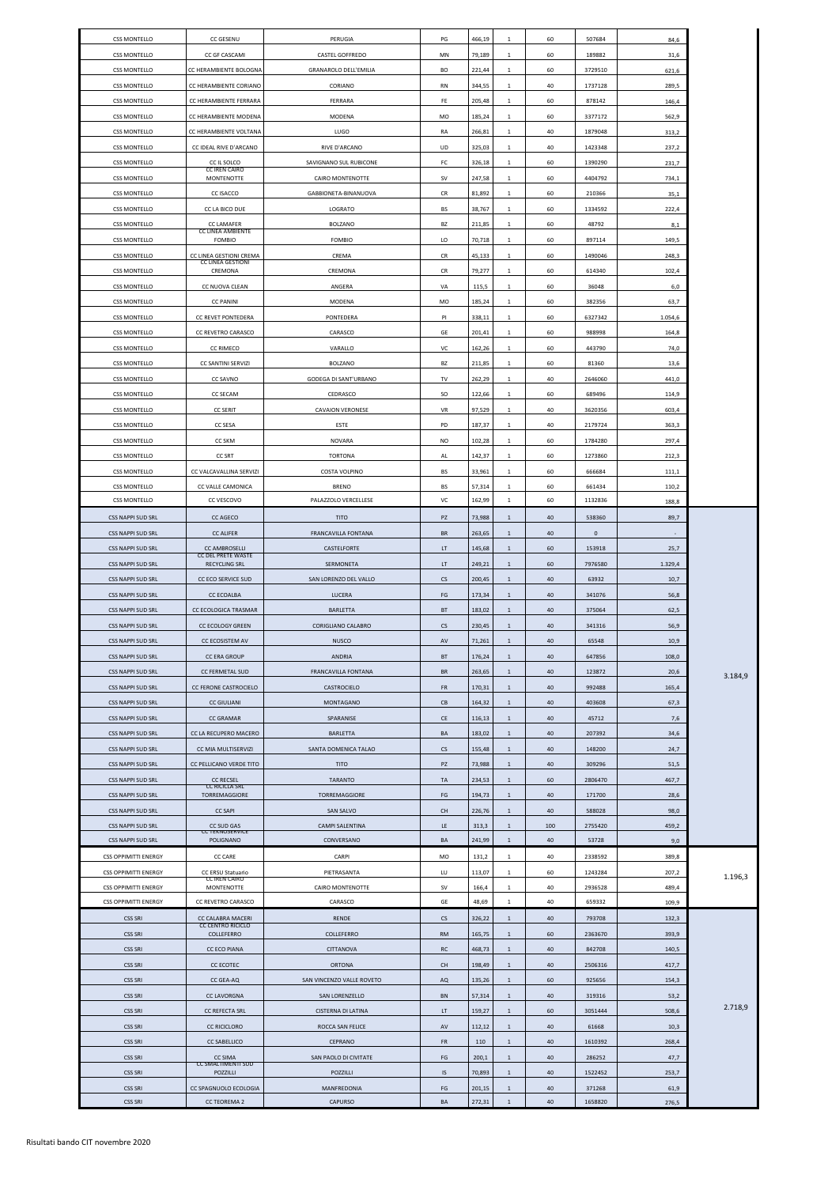| | | | | | | | | | |
|---|---|---|---|---|---|---|---|---|---|
| CSS MONTELLO | CC GESENU | PERUGIA | PG | 466,19 | 1 | 60 | 507684 | 84,6 | |
| CSS MONTELLO | CC GF CASCAMI | CASTEL GOFFREDO | MN | 79,189 | 1 | 60 | 189882 | 31,6 | |
| CSS MONTELLO | CC HERAMBIENTE BOLOGNA | GRANAROLO DELL'EMILIA | BO | 221,44 | 1 | 60 | 3729510 | 621,6 | |
| CSS MONTELLO | CC HERAMBIENTE CORIANO | CORIANO | RN | 344,55 | 1 | 40 | 1737128 | 289,5 | |
| CSS MONTELLO | CC HERAMBIENTE FERRARA | FERRARA | FE | 205,48 | 1 | 60 | 878142 | 146,4 | |
| CSS MONTELLO | CC HERAMBIENTE MODENA | MODENA | MO | 185,24 | 1 | 60 | 3377172 | 562,9 | |
| CSS MONTELLO | CC HERAMBIENTE VOLTANA | LUGO | RA | 266,81 | 1 | 40 | 1879048 | 313,2 | |
| CSS MONTELLO | CC IDEAL RIVE D'ARCANO | RIVE D'ARCANO | UD | 325,03 | 1 | 40 | 1423348 | 237,2 | |
| CSS MONTELLO | CC IL SOLCO | SAVIGNANO SUL RUBICONE | FC | 326,18 | 1 | 60 | 1390290 | 231,7 | |
| CSS MONTELLO | CC IREN CAIRO MONTENOTTE | CAIRO MONTENOTTE | SV | 247,58 | 1 | 60 | 4404792 | 734,1 | |
| CSS MONTELLO | CC ISACCO | GABBIONETA-BINANUOVA | CR | 81,892 | 1 | 60 | 210366 | 35,1 | |
| CSS MONTELLO | CC LA BICO DUE | LOGRATO | BS | 38,767 | 1 | 60 | 1334592 | 222,4 | |
| CSS MONTELLO | CC LAMAFER | BOLZANO | BZ | 211,85 | 1 | 60 | 48792 | 8,1 | |
| CSS MONTELLO | CC LINEA AMBIENTE FOMBIO | FOMBIO | LO | 70,718 | 1 | 60 | 897114 | 149,5 | |
| CSS MONTELLO | CC LINEA GESTIONI CREMA | CREMA | CR | 45,133 | 1 | 60 | 1490046 | 248,3 | |
| CSS MONTELLO | CC LINEA GESTIONI CREMONA | CREMONA | CR | 79,277 | 1 | 60 | 614340 | 102,4 | |
| CSS MONTELLO | CC NUOVA CLEAN | ANGERA | VA | 115,5 | 1 | 60 | 36048 | 6,0 | |
| CSS MONTELLO | CC PANINI | MODENA | MO | 185,24 | 1 | 60 | 382356 | 63,7 | |
| CSS MONTELLO | CC REVET PONTEDERA | PONTEDERA | PI | 338,11 | 1 | 60 | 6327342 | 1.054,6 | |
| CSS MONTELLO | CC REVETRO CARASCO | CARASCO | GE | 201,41 | 1 | 60 | 988998 | 164,8 | |
| CSS MONTELLO | CC RIMECO | VARALLO | VC | 162,26 | 1 | 60 | 443790 | 74,0 | |
| CSS MONTELLO | CC SANTINI SERVIZI | BOLZANO | BZ | 211,85 | 1 | 60 | 81360 | 13,6 | |
| CSS MONTELLO | CC SAVNO | GODEGA DI SANT'URBANO | TV | 262,29 | 1 | 40 | 2646060 | 441,0 | |
| CSS MONTELLO | CC SECAM | CEDRASCO | SO | 122,66 | 1 | 60 | 689496 | 114,9 | |
| CSS MONTELLO | CC SERIT | CAVAION VERONESE | VR | 97,529 | 1 | 40 | 3620356 | 603,4 | |
| CSS MONTELLO | CC SESA | ESTE | PD | 187,37 | 1 | 40 | 2179724 | 363,3 | |
| CSS MONTELLO | CC SKM | NOVARA | NO | 102,28 | 1 | 60 | 1784280 | 297,4 | |
| CSS MONTELLO | CC SRT | TORTONA | AL | 142,37 | 1 | 60 | 1273860 | 212,3 | |
| CSS MONTELLO | CC VALCAVALLINA SERVIZI | COSTA VOLPINO | BS | 33,961 | 1 | 60 | 666684 | 111,1 | |
| CSS MONTELLO | CC VALLE CAMONICA | BRENO | BS | 57,314 | 1 | 60 | 661434 | 110,2 | |
| CSS MONTELLO | CC VESCOVO | PALAZZOLO VERCELLESE | VC | 162,99 | 1 | 60 | 1132836 | 188,8 | |
| CSS NAPPI SUD SRL | CC AGECO | TITO | PZ | 73,988 | 1 | 40 | 538360 | 89,7 | 3.184,9 |
| CSS NAPPI SUD SRL | CC ALIFER | FRANCAVILLA FONTANA | BR | 263,65 | 1 | 40 | 0 | - | |
| CSS NAPPI SUD SRL | CC AMBROSELLI | CASTELFORTE | LT | 145,68 | 1 | 60 | 153918 | 25,7 | |
| CSS NAPPI SUD SRL | CC DEL PRETE WASTE RECYCLING SRL | SERMONETA | LT | 249,21 | 1 | 60 | 7976580 | 1.329,4 | |
| CSS NAPPI SUD SRL | CC ECO SERVICE SUD | SAN LORENZO DEL VALLO | CS | 200,45 | 1 | 40 | 63932 | 10,7 | |
| CSS NAPPI SUD SRL | CC ECOALBA | LUCERA | FG | 173,34 | 1 | 40 | 341076 | 56,8 | |
| CSS NAPPI SUD SRL | CC ECOLOGICA TRASMAR | BARLETTA | BT | 183,02 | 1 | 40 | 375064 | 62,5 | |
| CSS NAPPI SUD SRL | CC ECOLOGY GREEN | CORIGLIANO CALABRO | CS | 230,45 | 1 | 40 | 341316 | 56,9 | |
| CSS NAPPI SUD SRL | CC ECOSISTEM AV | NUSCO | AV | 71,261 | 1 | 40 | 65548 | 10,9 | |
| CSS NAPPI SUD SRL | CC ERA GROUP | ANDRIA | BT | 176,24 | 1 | 40 | 647856 | 108,0 | |
| CSS NAPPI SUD SRL | CC FERMETAL SUD | FRANCAVILLA FONTANA | BR | 263,65 | 1 | 40 | 123872 | 20,6 | |
| CSS NAPPI SUD SRL | CC FERONE CASTROCIELO | CASTROCIELO | FR | 170,31 | 1 | 40 | 992488 | 165,4 | |
| CSS NAPPI SUD SRL | CC GIULIANI | MONTAGANO | CB | 164,32 | 1 | 40 | 403608 | 67,3 | |
| CSS NAPPI SUD SRL | CC GRAMAR | SPARANISE | CE | 116,13 | 1 | 40 | 45712 | 7,6 | |
| CSS NAPPI SUD SRL | CC LA RECUPERO MACERO | BARLETTA | BA | 183,02 | 1 | 40 | 207392 | 34,6 | |
| CSS NAPPI SUD SRL | CC MIA MULTISERVIZI | SANTA DOMENICA TALAO | CS | 155,48 | 1 | 40 | 148200 | 24,7 | |
| CSS NAPPI SUD SRL | CC PELLICANO VERDE TITO | TITO | PZ | 73,988 | 1 | 40 | 309296 | 51,5 | |
| CSS NAPPI SUD SRL | CC RECSEL | TARANTO | TA | 234,53 | 1 | 60 | 2806470 | 467,7 | |
| CSS NAPPI SUD SRL | CC RICICLA SRL TORREMAGGIORE | TORREMAGGIORE | FG | 194,73 | 1 | 40 | 171700 | 28,6 | |
| CSS NAPPI SUD SRL | CC SAPI | SAN SALVO | CH | 226,76 | 1 | 40 | 588028 | 98,0 | |
| CSS NAPPI SUD SRL | CC SUD GAS | CAMPI SALENTINA | LE | 313,3 | 1 | 100 | 2755420 | 459,2 | |
| CSS NAPPI SUD SRL | CC TEKNOSERVICE POLIGNANO | CONVERSANO | BA | 241,99 | 1 | 40 | 53728 | 9,0 | |
| CSS OPPIMITTI ENERGY | CC CARE | CARPI | MO | 131,2 | 1 | 40 | 2338592 | 389,8 | 1.196,3 |
| CSS OPPIMITTI ENERGY | CC ERSU Statuario | PIETRASANTA | LU | 113,07 | 1 | 60 | 1243284 | 207,2 | |
| CSS OPPIMITTI ENERGY | CC IREN CAIRO MONTENOTTE | CAIRO MONTENOTTE | SV | 166,4 | 1 | 40 | 2936528 | 489,4 | |
| CSS OPPIMITTI ENERGY | CC REVETRO CARASCO | CARASCO | GE | 48,69 | 1 | 40 | 659332 | 109,9 | |
| CSS SRl | CC CALABRA MACERI | RENDE | CS | 326,22 | 1 | 40 | 793708 | 132,3 | 2.718,9 |
| CSS SRl | CC CENTRO RICICLO COLLEFERRO | COLLEFERRO | RM | 165,75 | 1 | 60 | 2363670 | 393,9 | |
| CSS SRl | CC ECO PIANA | CITTANOVA | RC | 468,73 | 1 | 40 | 842708 | 140,5 | |
| CSS SRl | CC ECOTEC | ORTONA | CH | 198,49 | 1 | 40 | 2506316 | 417,7 | |
| CSS SRl | CC GEA-AQ | SAN VINCENZO VALLE ROVETO | AQ | 135,26 | 1 | 60 | 925656 | 154,3 | |
| CSS SRl | CC LAVORGNA | SAN LORENZELLO | BN | 57,314 | 1 | 40 | 319316 | 53,2 | |
| CSS SRl | CC REFECTA SRL | CISTERNA DI LATINA | LT | 159,27 | 1 | 60 | 3051444 | 508,6 | |
| CSS SRl | CC RICICLORO | ROCCA SAN FELICE | AV | 112,12 | 1 | 40 | 61668 | 10,3 | |
| CSS SRl | CC SABELLICO | CEPRANO | FR | 110 | 1 | 40 | 1610392 | 268,4 | |
| CSS SRl | CC SIMA | SAN PAOLO DI CIVITATE | FG | 200,1 | 1 | 40 | 286252 | 47,7 | |
| CSS SRl | CC SMALTIMENTI SUD POZZILLI | POZZILLI | IS | 70,893 | 1 | 40 | 1522452 | 253,7 | |
| CSS SRl | CC SPAGNUOLO ECOLOGIA | MANFREDONIA | FG | 201,15 | 1 | 40 | 371268 | 61,9 | |
| CSS SRl | CC TEOREMA 2 | CAPURSO | BA | 272,31 | 1 | 40 | 1658820 | 276,5 | |

Risultati bando CIT novembre 2020